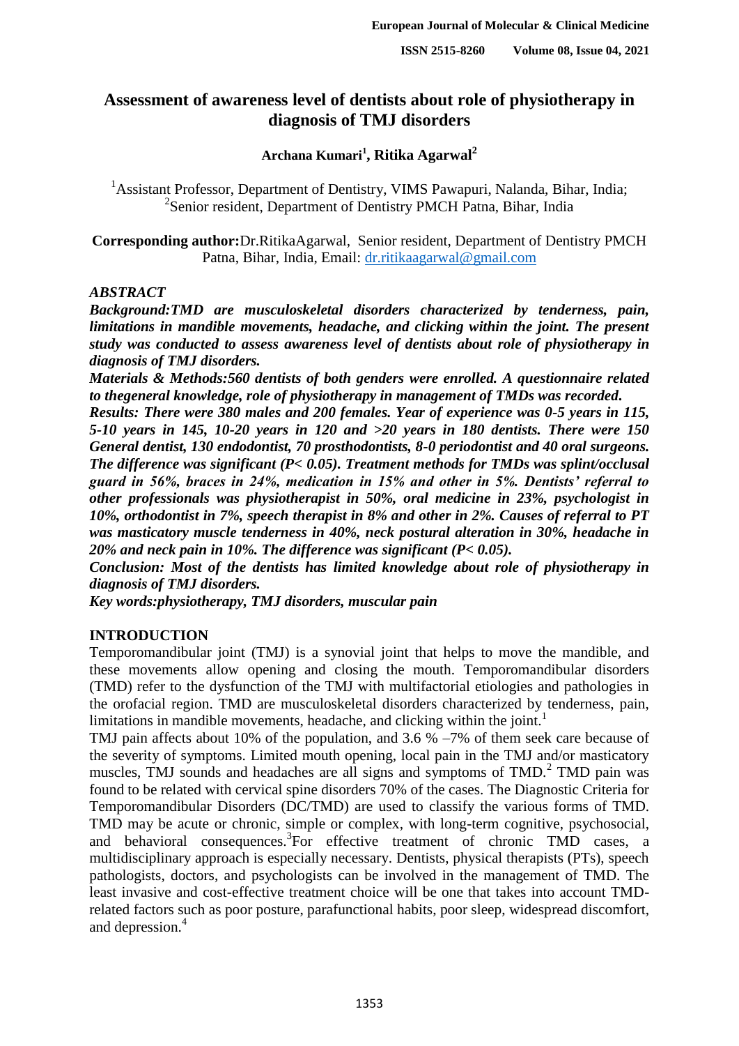# Assessment of awareness level of dentists about role of physiotherapy in diagnosis of TMJ disorders

**Archana Kumari[1], Ritika Agarwal[2]**

[1]Assistant Professor, Department of Dentistry, VIMS Pawapuri, Nalanda, Bihar, India;
[2]Senior resident, Department of Dentistry PMCH Patna, Bihar, India

**Corresponding author:** Dr.RitikaAgarwal, Senior resident, Department of Dentistry PMCH Patna, Bihar, India, Email: dr.ritikaagarwal@gmail.com

## *ABSTRACT*

***Background:** TMD are musculoskeletal disorders characterized by tenderness, pain, limitations in mandible movements, headache, and clicking within the joint. The present study was conducted to assess awareness level of dentists about role of physiotherapy in diagnosis of TMJ disorders.*

***Materials & Methods:** 560 dentists of both genders were enrolled. A questionnaire related to thegeneral knowledge, role of physiotherapy in management of TMDs was recorded.*

***Results:** There were 380 males and 200 females. Year of experience was 0-5 years in 115, 5-10 years in 145, 10-20 years in 120 and >20 years in 180 dentists. There were 150 General dentist, 130 endodontist, 70 prosthodontists, 8-0 periodontist and 40 oral surgeons. The difference was significant (P< 0.05). Treatment methods for TMDs was splint/occlusal guard in 56%, braces in 24%, medication in 15% and other in 5%. Dentists' referral to other professionals was physiotherapist in 50%, oral medicine in 23%, psychologist in 10%, orthodontist in 7%, speech therapist in 8% and other in 2%. Causes of referral to PT was masticatory muscle tenderness in 40%, neck postural alteration in 30%, headache in 20% and neck pain in 10%. The difference was significant (P< 0.05).*

***Conclusion:** Most of the dentists has limited knowledge about role of physiotherapy in diagnosis of TMJ disorders.*

***Key words:** physiotherapy, TMJ disorders, muscular pain*

## INTRODUCTION

Temporomandibular joint (TMJ) is a synovial joint that helps to move the mandible, and these movements allow opening and closing the mouth. Temporomandibular disorders (TMD) refer to the dysfunction of the TMJ with multifactorial etiologies and pathologies in the orofacial region. TMD are musculoskeletal disorders characterized by tenderness, pain, limitations in mandible movements, headache, and clicking within the joint.[1]

TMJ pain affects about 10% of the population, and 3.6 % –7% of them seek care because of the severity of symptoms. Limited mouth opening, local pain in the TMJ and/or masticatory muscles, TMJ sounds and headaches are all signs and symptoms of TMD.[2] TMD pain was found to be related with cervical spine disorders 70% of the cases. The Diagnostic Criteria for Temporomandibular Disorders (DC/TMD) are used to classify the various forms of TMD. TMD may be acute or chronic, simple or complex, with long-term cognitive, psychosocial, and behavioral consequences.[3]For effective treatment of chronic TMD cases, a multidisciplinary approach is especially necessary. Dentists, physical therapists (PTs), speech pathologists, doctors, and psychologists can be involved in the management of TMD. The least invasive and cost-effective treatment choice will be one that takes into account TMD-related factors such as poor posture, parafunctional habits, poor sleep, widespread discomfort, and depression.[4]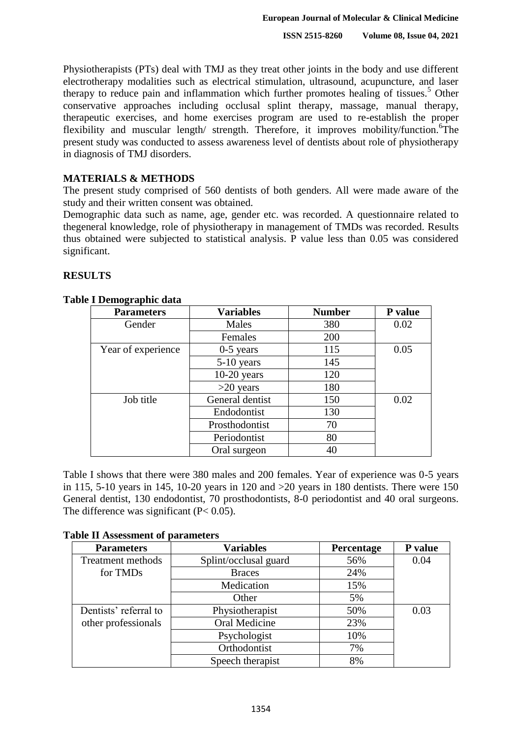Physiotherapists (PTs) deal with TMJ as they treat other joints in the body and use different electrotherapy modalities such as electrical stimulation, ultrasound, acupuncture, and laser therapy to reduce pain and inflammation which further promotes healing of tissues.[5] Other conservative approaches including occlusal splint therapy, massage, manual therapy, therapeutic exercises, and home exercises program are used to re-establish the proper flexibility and muscular length/ strength. Therefore, it improves mobility/function.[6]The present study was conducted to assess awareness level of dentists about role of physiotherapy in diagnosis of TMJ disorders.

## MATERIALS & METHODS

The present study comprised of 560 dentists of both genders. All were made aware of the study and their written consent was obtained.

Demographic data such as name, age, gender etc. was recorded. A questionnaire related to thegeneral knowledge, role of physiotherapy in management of TMDs was recorded. Results thus obtained were subjected to statistical analysis. P value less than 0.05 was considered significant.

## RESULTS

**Table I Demographic data**

| Parameters | Variables | Number | P value |
|---|---|---|---|
| Gender | Males | 380 | 0.02 |
| | Females | 200 | |
| Year of experience | 0-5 years | 115 | 0.05 |
| | 5-10 years | 145 | |
| | 10-20 years | 120 | |
| | >20 years | 180 | |
| Job title | General dentist | 150 | 0.02 |
| | Endodontist | 130 | |
| | Prosthodontist | 70 | |
| | Periodontist | 80 | |
| | Oral surgeon | 40 | |

Table I shows that there were 380 males and 200 females. Year of experience was 0-5 years in 115, 5-10 years in 145, 10-20 years in 120 and >20 years in 180 dentists. There were 150 General dentist, 130 endodontist, 70 prosthodontists, 8-0 periodontist and 40 oral surgeons. The difference was significant (P< 0.05).

**Table II Assessment of parameters**

| Parameters | Variables | Percentage | P value |
|---|---|---|---|
| Treatment methods for TMDs | Splint/occlusal guard | 56% | 0.04 |
| | Braces | 24% | |
| | Medication | 15% | |
| | Other | 5% | |
| Dentists' referral to other professionals | Physiotherapist | 50% | 0.03 |
| | Oral Medicine | 23% | |
| | Psychologist | 10% | |
| | Orthodontist | 7% | |
| | Speech therapist | 8% | |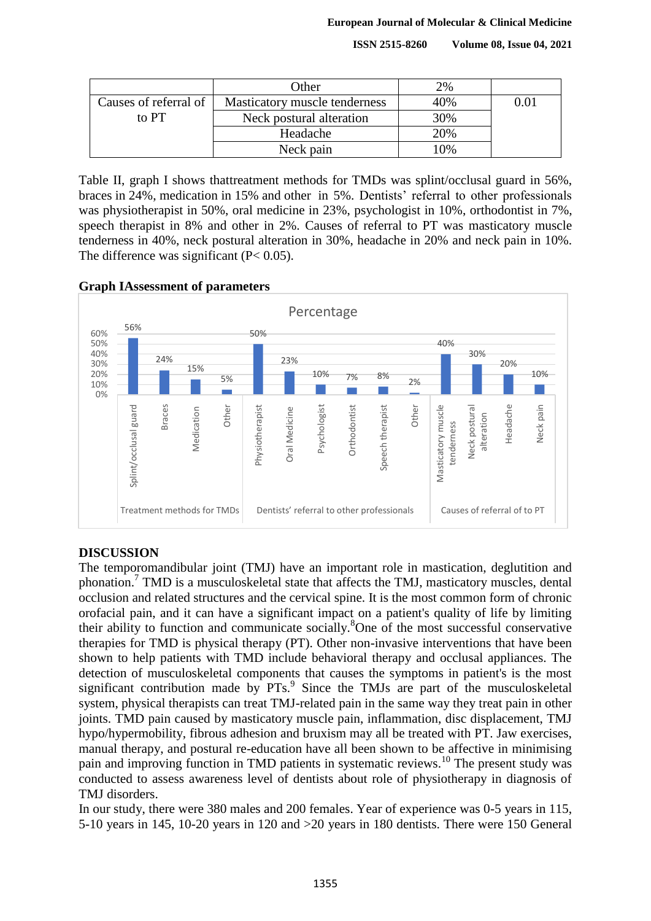| | Other | 2% | |
|---|---|---|---|
| Causes of referral of to PT | Masticatory muscle tenderness | 40% | 0.01 |
| | Neck postural alteration | 30% | |
| | Headache | 20% | |
| | Neck pain | 10% | |

Table II, graph I shows thattreatment methods for TMDs was splint/occlusal guard in 56%, braces in 24%, medication in 15% and other in 5%. Dentists' referral to other professionals was physiotherapist in 50%, oral medicine in 23%, psychologist in 10%, orthodontist in 7%, speech therapist in 8% and other in 2%. Causes of referral to PT was masticatory muscle tenderness in 40%, neck postural alteration in 30%, headache in 20% and neck pain in 10%. The difference was significant ($P < 0.05$).

**Graph IAssessment of parameters**

Percentage

| Group | Parameter | Percentage |
|---|---|---|
| Treatment methods for TMDs | Splint/occlusal guard | 56% |
| | Braces | 24% |
| | Medication | 15% |
| | Other | 5% |
| Dentists' referral to other professionals | Physiotherapist | 50% |
| | Oral Medicine | 23% |
| | Psychologist | 10% |
| | Orthodontist | 7% |
| | Speech therapist | 8% |
| | Other | 2% |
| Causes of referral of to PT | Masticatory muscle tenderness | 40% |
| | Neck postural alteration | 30% |
| | Headache | 20% |
| | Neck pain | 10% |

## DISCUSSION

The temporomandibular joint (TMJ) have an important role in mastication, deglutition and phonation.[7] TMD is a musculoskeletal state that affects the TMJ, masticatory muscles, dental occlusion and related structures and the cervical spine. It is the most common form of chronic orofacial pain, and it can have a significant impact on a patient's quality of life by limiting their ability to function and communicate socially.[8]One of the most successful conservative therapies for TMD is physical therapy (PT). Other non-invasive interventions that have been shown to help patients with TMD include behavioral therapy and occlusal appliances. The detection of musculoskeletal components that causes the symptoms in patient's is the most significant contribution made by PTs.[9] Since the TMJs are part of the musculoskeletal system, physical therapists can treat TMJ-related pain in the same way they treat pain in other joints. TMD pain caused by masticatory muscle pain, inflammation, disc displacement, TMJ hypo/hypermobility, fibrous adhesion and bruxism may all be treated with PT. Jaw exercises, manual therapy, and postural re-education have all been shown to be affective in minimising pain and improving function in TMD patients in systematic reviews.[10] The present study was conducted to assess awareness level of dentists about role of physiotherapy in diagnosis of TMJ disorders.

In our study, there were 380 males and 200 females. Year of experience was 0-5 years in 115, 5-10 years in 145, 10-20 years in 120 and >20 years in 180 dentists. There were 150 General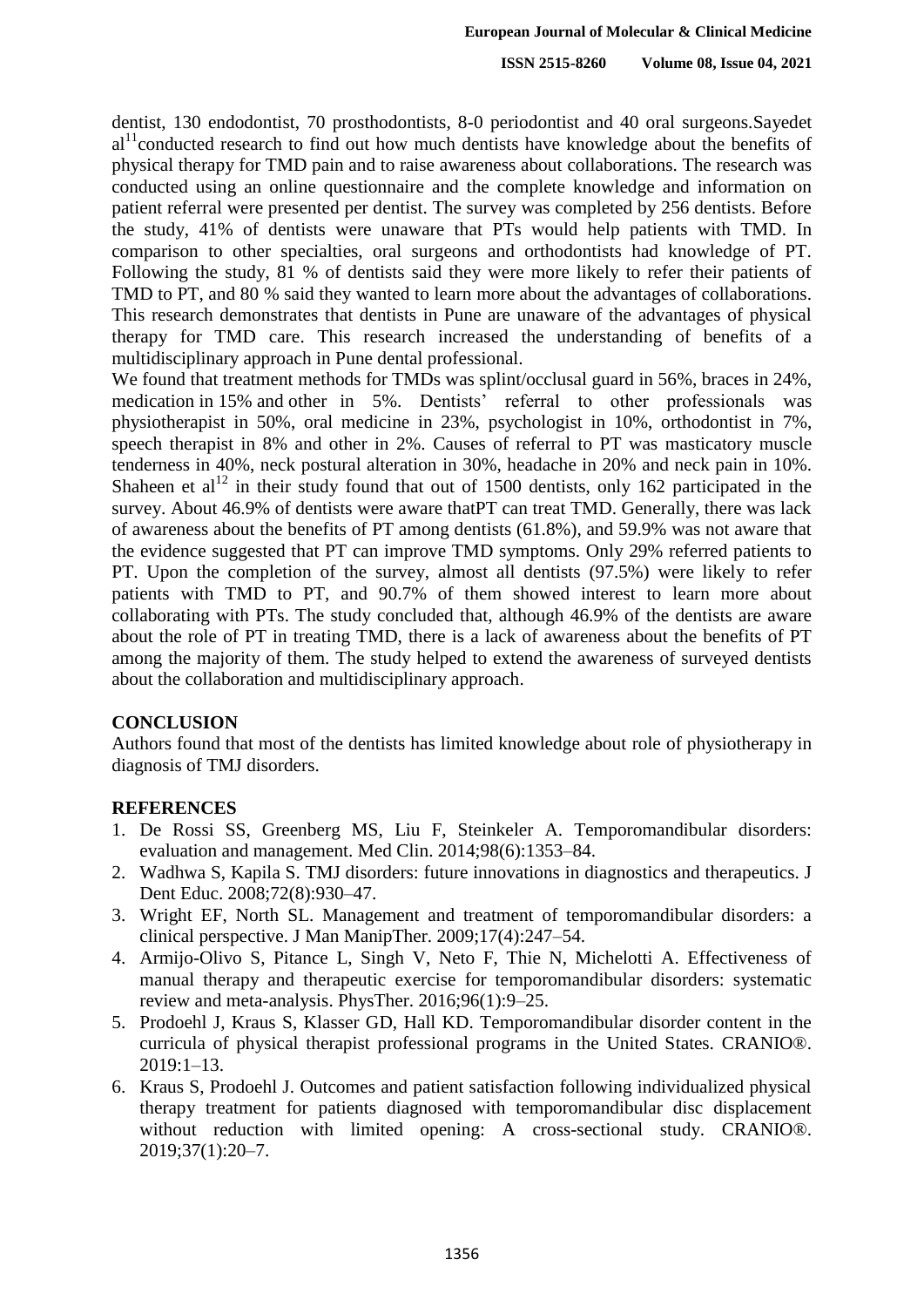dentist, 130 endodontist, 70 prosthodontists, 8-0 periodontist and 40 oral surgeons.Sayedet al[11]conducted research to find out how much dentists have knowledge about the benefits of physical therapy for TMD pain and to raise awareness about collaborations. The research was conducted using an online questionnaire and the complete knowledge and information on patient referral were presented per dentist. The survey was completed by 256 dentists. Before the study, 41% of dentists were unaware that PTs would help patients with TMD. In comparison to other specialties, oral surgeons and orthodontists had knowledge of PT. Following the study, 81 % of dentists said they were more likely to refer their patients of TMD to PT, and 80 % said they wanted to learn more about the advantages of collaborations. This research demonstrates that dentists in Pune are unaware of the advantages of physical therapy for TMD care. This research increased the understanding of benefits of a multidisciplinary approach in Pune dental professional.

We found that treatment methods for TMDs was splint/occlusal guard in 56%, braces in 24%, medication in 15% and other in 5%. Dentists' referral to other professionals was physiotherapist in 50%, oral medicine in 23%, psychologist in 10%, orthodontist in 7%, speech therapist in 8% and other in 2%. Causes of referral to PT was masticatory muscle tenderness in 40%, neck postural alteration in 30%, headache in 20% and neck pain in 10%. Shaheen et al[12] in their study found that out of 1500 dentists, only 162 participated in the survey. About 46.9% of dentists were aware thatPT can treat TMD. Generally, there was lack of awareness about the benefits of PT among dentists (61.8%), and 59.9% was not aware that the evidence suggested that PT can improve TMD symptoms. Only 29% referred patients to PT. Upon the completion of the survey, almost all dentists (97.5%) were likely to refer patients with TMD to PT, and 90.7% of them showed interest to learn more about collaborating with PTs. The study concluded that, although 46.9% of the dentists are aware about the role of PT in treating TMD, there is a lack of awareness about the benefits of PT among the majority of them. The study helped to extend the awareness of surveyed dentists about the collaboration and multidisciplinary approach.

## CONCLUSION

Authors found that most of the dentists has limited knowledge about role of physiotherapy in diagnosis of TMJ disorders.

## REFERENCES

1. De Rossi SS, Greenberg MS, Liu F, Steinkeler A. Temporomandibular disorders: evaluation and management. Med Clin. 2014;98(6):1353–84.
2. Wadhwa S, Kapila S. TMJ disorders: future innovations in diagnostics and therapeutics. J Dent Educ. 2008;72(8):930–47.
3. Wright EF, North SL. Management and treatment of temporomandibular disorders: a clinical perspective. J Man ManipTher. 2009;17(4):247–54.
4. Armijo-Olivo S, Pitance L, Singh V, Neto F, Thie N, Michelotti A. Effectiveness of manual therapy and therapeutic exercise for temporomandibular disorders: systematic review and meta-analysis. PhysTher. 2016;96(1):9–25.
5. Prodoehl J, Kraus S, Klasser GD, Hall KD. Temporomandibular disorder content in the curricula of physical therapist professional programs in the United States. CRANIO®. 2019:1–13.
6. Kraus S, Prodoehl J. Outcomes and patient satisfaction following individualized physical therapy treatment for patients diagnosed with temporomandibular disc displacement without reduction with limited opening: A cross-sectional study. CRANIO®. 2019;37(1):20–7.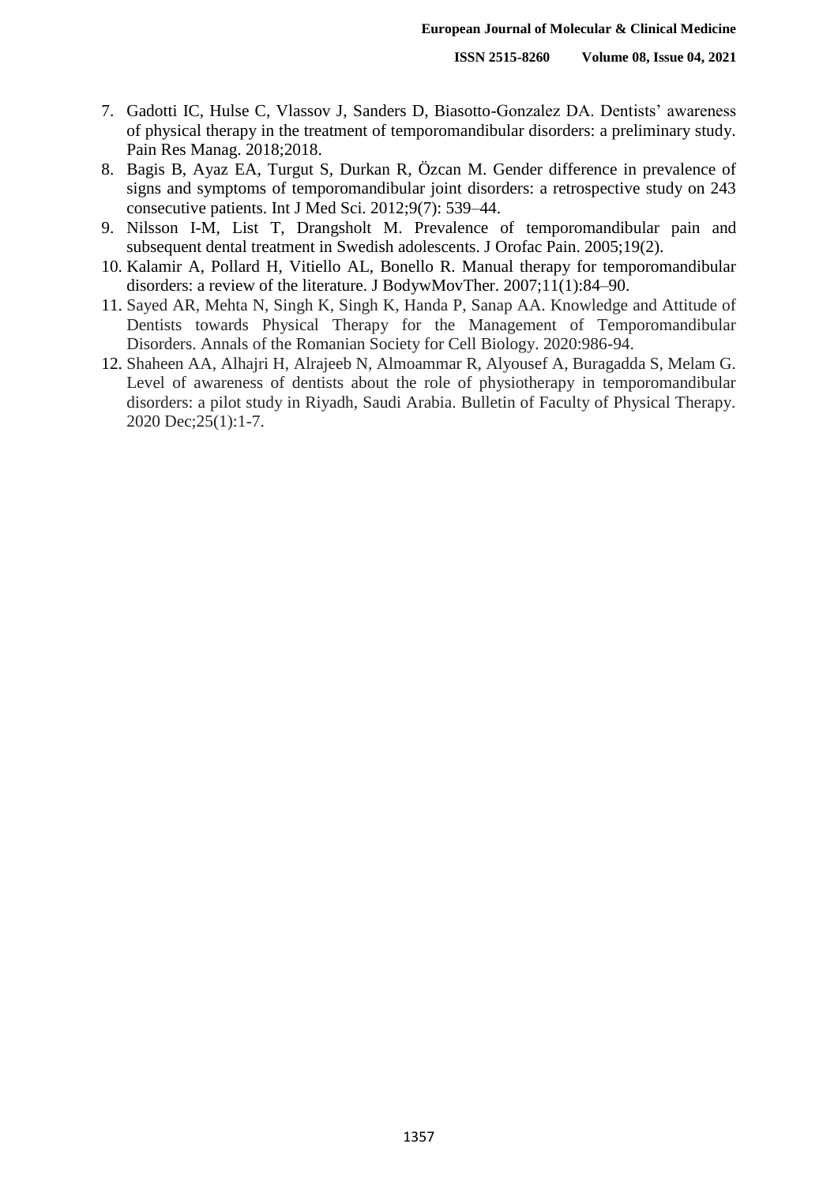7. Gadotti IC, Hulse C, Vlassov J, Sanders D, Biasotto-Gonzalez DA. Dentists' awareness of physical therapy in the treatment of temporomandibular disorders: a preliminary study. Pain Res Manag. 2018;2018.
8. Bagis B, Ayaz EA, Turgut S, Durkan R, Özcan M. Gender difference in prevalence of signs and symptoms of temporomandibular joint disorders: a retrospective study on 243 consecutive patients. Int J Med Sci. 2012;9(7): 539–44.
9. Nilsson I-M, List T, Drangsholt M. Prevalence of temporomandibular pain and subsequent dental treatment in Swedish adolescents. J Orofac Pain. 2005;19(2).
10. Kalamir A, Pollard H, Vitiello AL, Bonello R. Manual therapy for temporomandibular disorders: a review of the literature. J BodywMovTher. 2007;11(1):84–90.
11. Sayed AR, Mehta N, Singh K, Singh K, Handa P, Sanap AA. Knowledge and Attitude of Dentists towards Physical Therapy for the Management of Temporomandibular Disorders. Annals of the Romanian Society for Cell Biology. 2020:986-94.
12. Shaheen AA, Alhajri H, Alrajeeb N, Almoammar R, Alyousef A, Buragadda S, Melam G. Level of awareness of dentists about the role of physiotherapy in temporomandibular disorders: a pilot study in Riyadh, Saudi Arabia. Bulletin of Faculty of Physical Therapy. 2020 Dec;25(1):1-7.